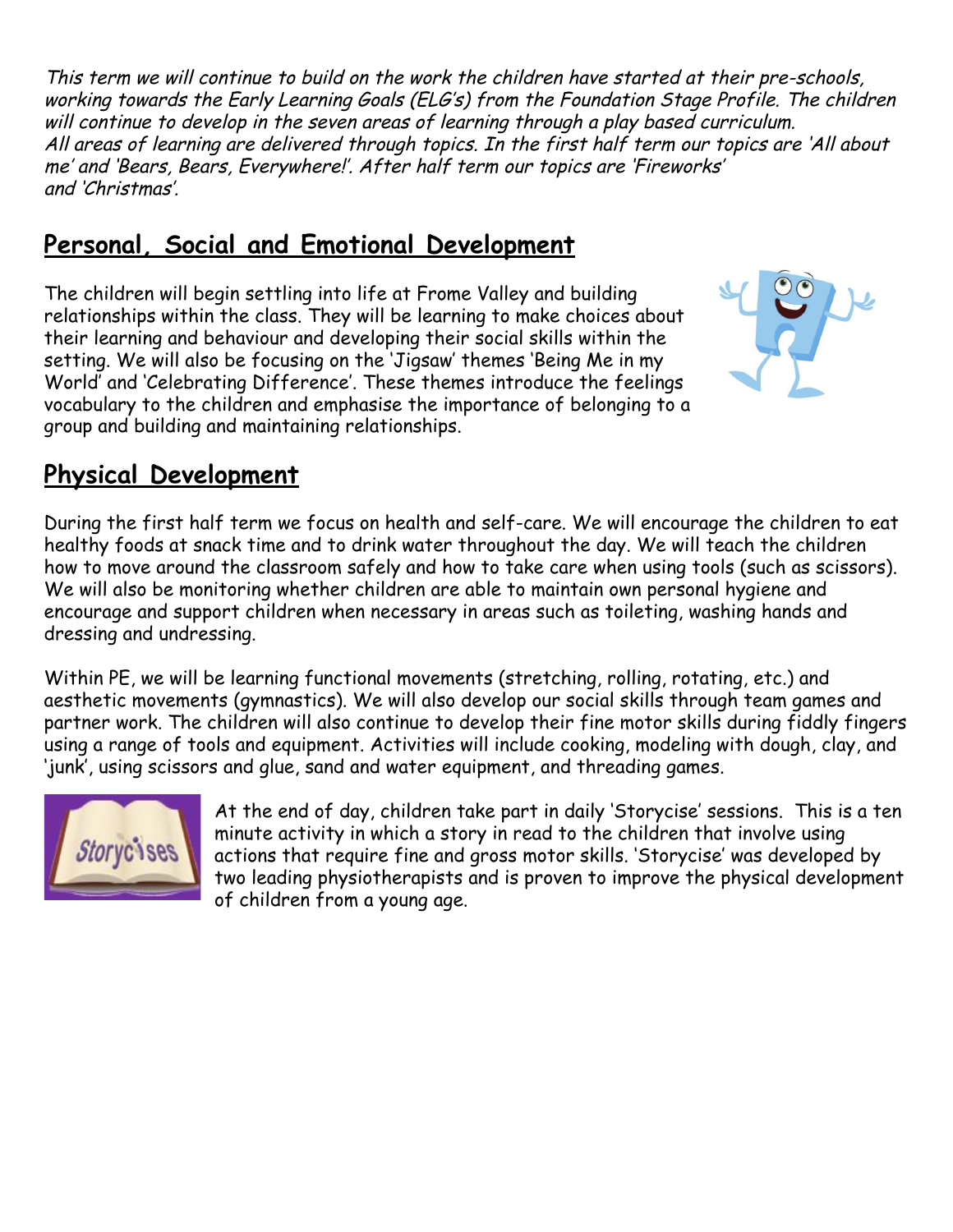*This term we will continue to build on the work the children have started at their pre-schools, working towards the Early Learning Goals (ELG's) from the Foundation Stage Profile. The children will continue to develop in the seven areas of learning through a play based curriculum. All areas of learning are delivered through topics. In the first half term our topics are 'All about me' and 'Bears, Bears, Everywhere!'. After half term our topics are 'Fireworks' and 'Christmas'.*

## Personal, Social and Emotional Development

The children will begin settling into life at Frome Valley and building relationships within the class. They will be learning to make choices about their learning and behaviour and developing their social skills within the setting. We will also be focusing on the 'Jigsaw' themes 'Being Me in my World' and 'Celebrating Difference'. These themes introduce the feelings vocabulary to the children and emphasise the importance of belonging to a group and building and maintaining relationships.

## Physical Development

During the first half term we focus on health and self-care. We will encourage the children to eat healthy foods at snack time and to drink water throughout the day. We will teach the children how to move around the classroom safely and how to take care when using tools (such as scissors). We will also be monitoring whether children are able to maintain own personal hygiene and encourage and support children when necessary in areas such as toileting, washing hands and dressing and undressing.

Within PE, we will be learning functional movements (stretching, rolling, rotating, etc.) and aesthetic movements (gymnastics). We will also develop our social skills through team games and partner work. The children will also continue to develop their fine motor skills during fiddly fingers using a range of tools and equipment. Activities will include cooking, modeling with dough, clay, and 'junk', using scissors and glue, sand and water equipment, and threading games.

At the end of day, children take part in daily 'Storycise' sessions. This is a ten minute activity in which a story in read to the children that involve using actions that require fine and gross motor skills. 'Storycise' was developed by two leading physiotherapists and is proven to improve the physical development of children from a young age.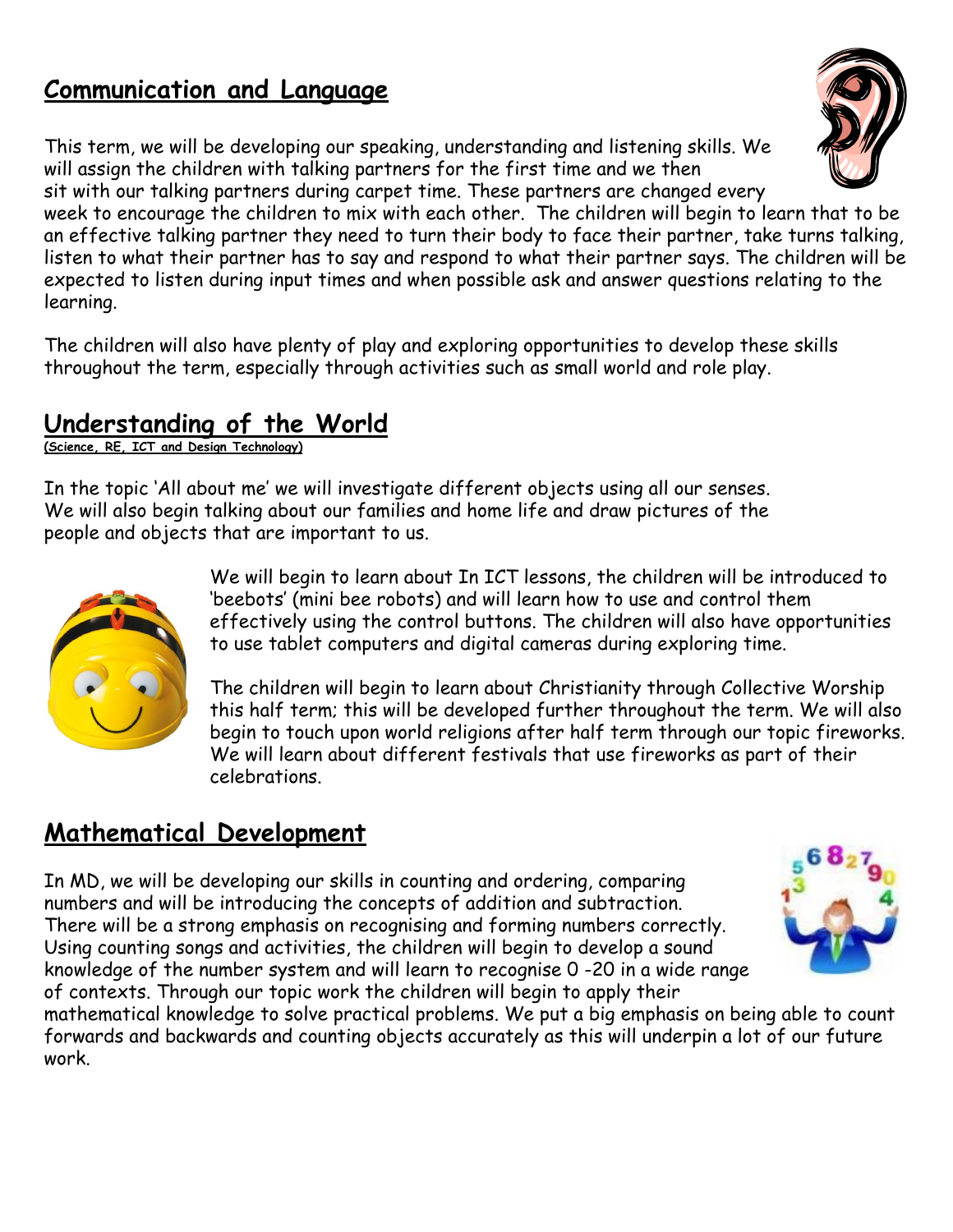## Communication and Language

This term, we will be developing our speaking, understanding and listening skills. We will assign the children with talking partners for the first time and we then sit with our talking partners during carpet time. These partners are changed every week to encourage the children to mix with each other. The children will begin to learn that to be an effective talking partner they need to turn their body to face their partner, take turns talking, listen to what their partner has to say and respond to what their partner says. The children will be expected to listen during input times and when possible ask and answer questions relating to the learning.

The children will also have plenty of play and exploring opportunities to develop these skills throughout the term, especially through activities such as small world and role play.

## Understanding of the World

**(Science, RE, ICT and Design Technology)**

In the topic 'All about me' we will investigate different objects using all our senses. We will also begin talking about our families and home life and draw pictures of the people and objects that are important to us.

We will begin to learn about In ICT lessons, the children will be introduced to 'beebots' (mini bee robots) and will learn how to use and control them effectively using the control buttons. The children will also have opportunities to use tablet computers and digital cameras during exploring time.

The children will begin to learn about Christianity through Collective Worship this half term; this will be developed further throughout the term. We will also begin to touch upon world religions after half term through our topic fireworks. We will learn about different festivals that use fireworks as part of their celebrations.

## Mathematical Development

In MD, we will be developing our skills in counting and ordering, comparing numbers and will be introducing the concepts of addition and subtraction. There will be a strong emphasis on recognising and forming numbers correctly. Using counting songs and activities, the children will begin to develop a sound knowledge of the number system and will learn to recognise 0 -20 in a wide range of contexts. Through our topic work the children will begin to apply their mathematical knowledge to solve practical problems. We put a big emphasis on being able to count forwards and backwards and counting objects accurately as this will underpin a lot of our future work.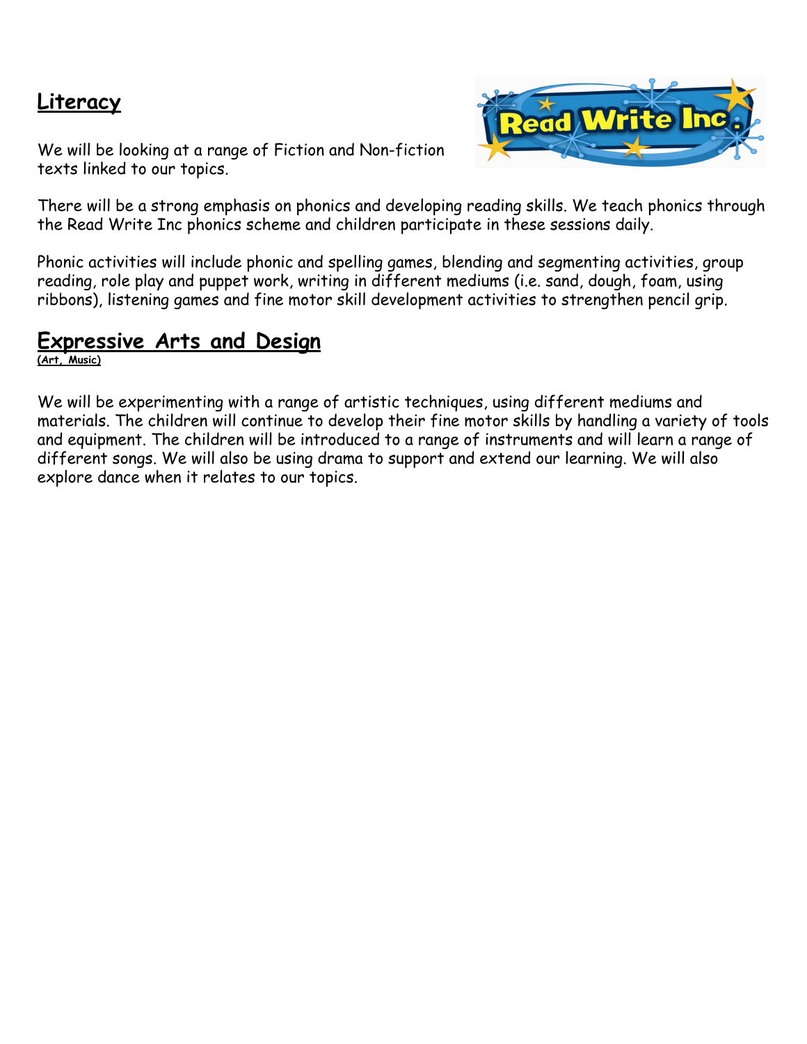## Literacy

We will be looking at a range of Fiction and Non-fiction texts linked to our topics.

There will be a strong emphasis on phonics and developing reading skills. We teach phonics through the Read Write Inc phonics scheme and children participate in these sessions daily.

Phonic activities will include phonic and spelling games, blending and segmenting activities, group reading, role play and puppet work, writing in different mediums (i.e. sand, dough, foam, using ribbons), listening games and fine motor skill development activities to strengthen pencil grip.

## Expressive Arts and Design

**(Art, Music)**

We will be experimenting with a range of artistic techniques, using different mediums and materials. The children will continue to develop their fine motor skills by handling a variety of tools and equipment. The children will be introduced to a range of instruments and will learn a range of different songs. We will also be using drama to support and extend our learning. We will also explore dance when it relates to our topics.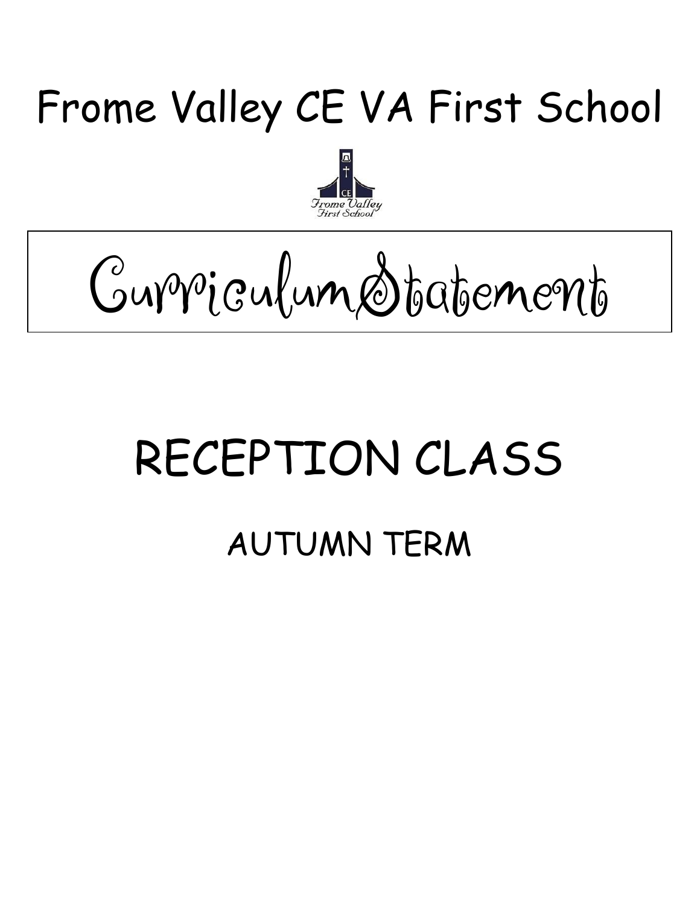# Frome Valley CE VA First School

## Curriculum Statement

# RECEPTION CLASS

## AUTUMN TERM